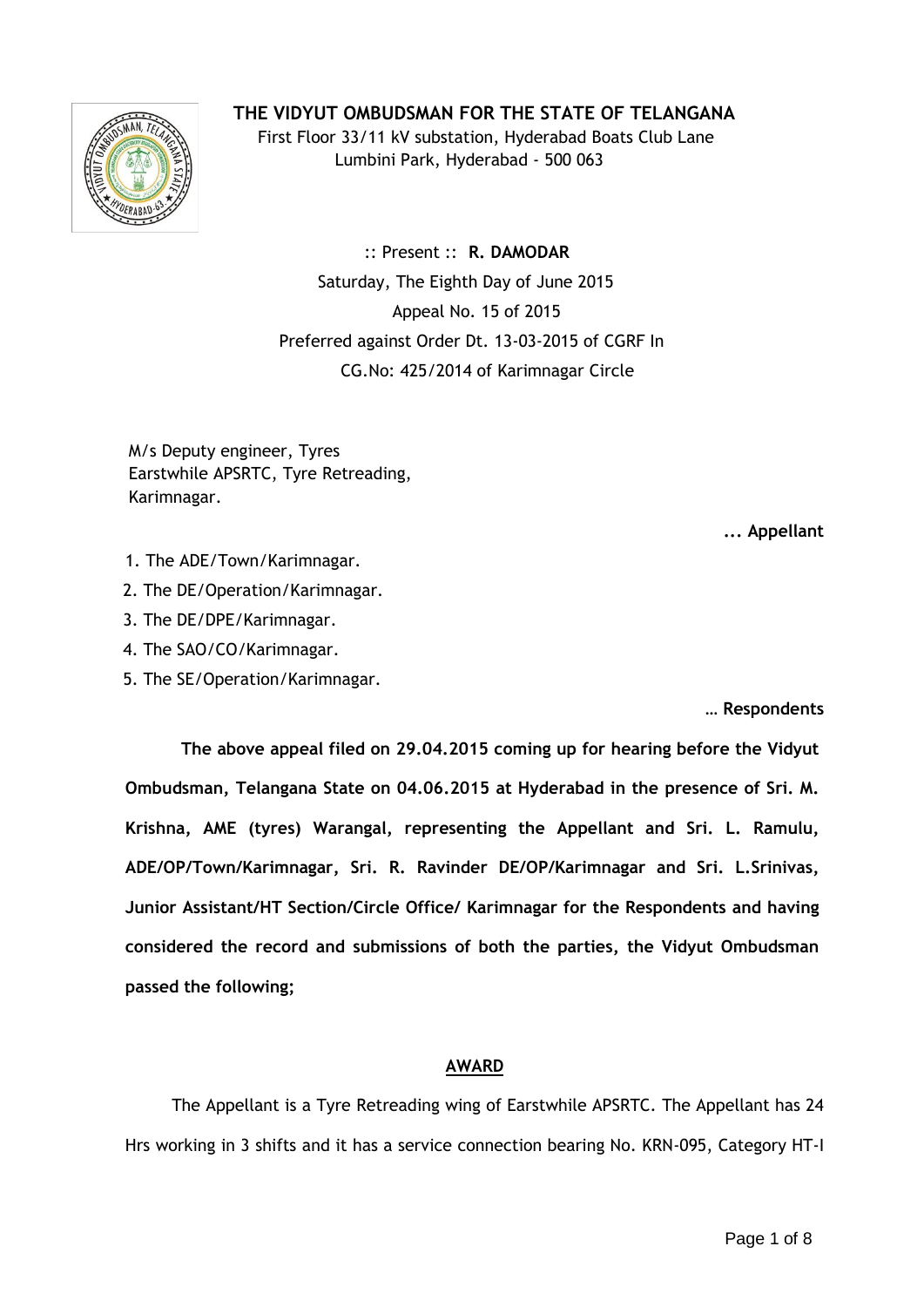# THE VIDYUT OMBUDSMAN FOR THE STATE OF TELANGANA

First Floor 33/11 kV substation, Hyderabad Boats Club Lane
Lumbini Park, Hyderabad - 500 063

:: Present :: **R. DAMODAR**

Saturday, The Eighth Day of June 2015

Appeal No. 15 of 2015

Preferred against Order Dt. 13-03-2015 of CGRF In
CG.No: 425/2014 of Karimnagar Circle

M/s Deputy engineer, Tyres
Earstwhile APSRTC, Tyre Retreading,
Karimnagar.

**... Appellant**

1. The ADE/Town/Karimnagar.
2. The DE/Operation/Karimnagar.
3. The DE/DPE/Karimnagar.
4. The SAO/CO/Karimnagar.
5. The SE/Operation/Karimnagar.

**… Respondents**

**The above appeal filed on 29.04.2015 coming up for hearing before the Vidyut Ombudsman, Telangana State on 04.06.2015 at Hyderabad in the presence of Sri. M. Krishna, AME (tyres) Warangal, representing the Appellant and Sri. L. Ramulu, ADE/OP/Town/Karimnagar, Sri. R. Ravinder DE/OP/Karimnagar and Sri. L.Srinivas, Junior Assistant/HT Section/Circle Office/ Karimnagar for the Respondents and having considered the record and submissions of both the parties, the Vidyut Ombudsman passed the following;**

## AWARD

The Appellant is a Tyre Retreading wing of Earstwhile APSRTC. The Appellant has 24 Hrs working in 3 shifts and it has a service connection bearing No. KRN-095, Category HT-I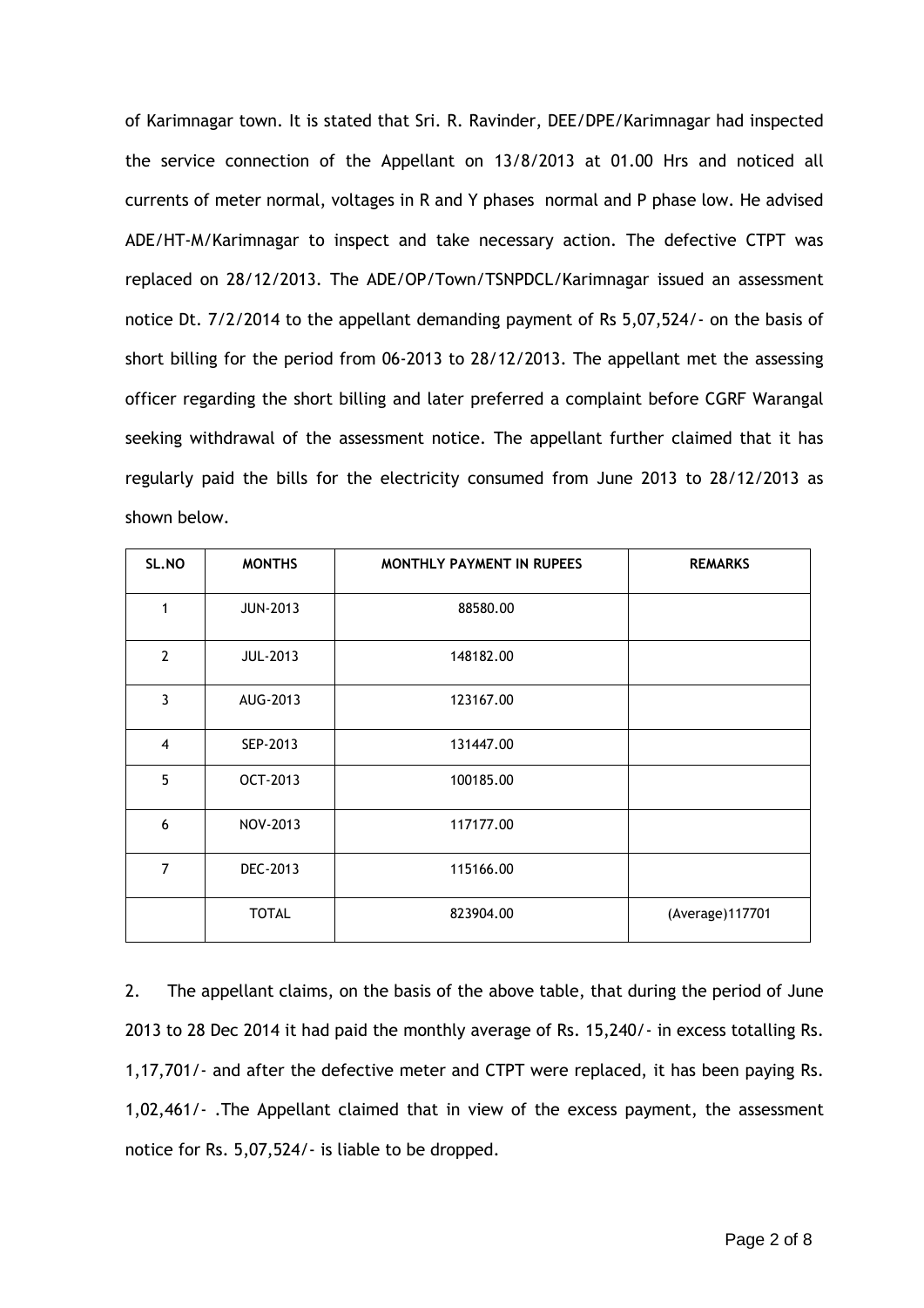of Karimnagar town. It is stated that Sri. R. Ravinder, DEE/DPE/Karimnagar had inspected the service connection of the Appellant on 13/8/2013 at 01.00 Hrs and noticed all currents of meter normal, voltages in R and Y phases normal and P phase low. He advised ADE/HT-M/Karimnagar to inspect and take necessary action. The defective CTPT was replaced on 28/12/2013. The ADE/OP/Town/TSNPDCL/Karimnagar issued an assessment notice Dt. 7/2/2014 to the appellant demanding payment of Rs 5,07,524/- on the basis of short billing for the period from 06-2013 to 28/12/2013. The appellant met the assessing officer regarding the short billing and later preferred a complaint before CGRF Warangal seeking withdrawal of the assessment notice. The appellant further claimed that it has regularly paid the bills for the electricity consumed from June 2013 to 28/12/2013 as shown below.

| SL.NO | MONTHS | MONTHLY PAYMENT IN RUPEES | REMARKS |
|---|---|---|---|
| 1 | JUN-2013 | 88580.00 | |
| 2 | JUL-2013 | 148182.00 | |
| 3 | AUG-2013 | 123167.00 | |
| 4 | SEP-2013 | 131447.00 | |
| 5 | OCT-2013 | 100185.00 | |
| 6 | NOV-2013 | 117177.00 | |
| 7 | DEC-2013 | 115166.00 | |
| | TOTAL | 823904.00 | (Average)117701 |

2. The appellant claims, on the basis of the above table, that during the period of June 2013 to 28 Dec 2014 it had paid the monthly average of Rs. 15,240/- in excess totalling Rs. 1,17,701/- and after the defective meter and CTPT were replaced, it has been paying Rs. 1,02,461/- .The Appellant claimed that in view of the excess payment, the assessment notice for Rs. 5,07,524/- is liable to be dropped.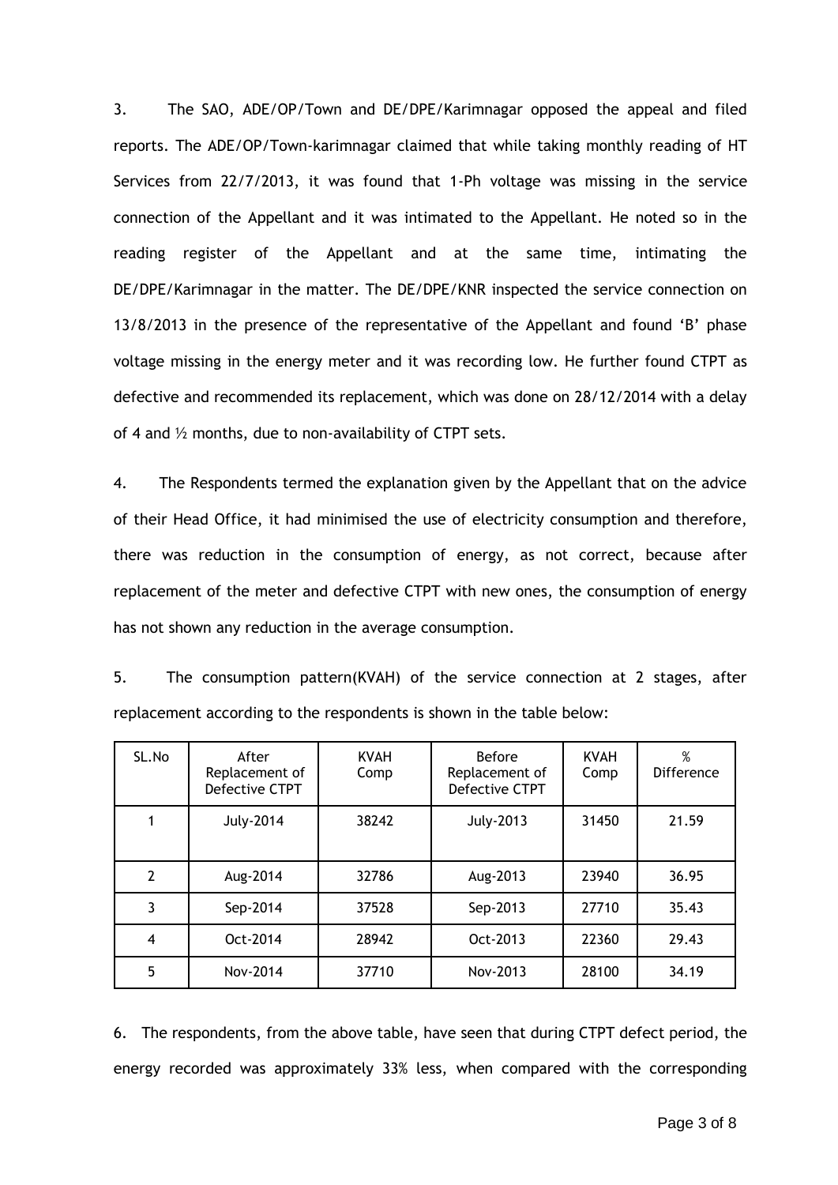3. The SAO, ADE/OP/Town and DE/DPE/Karimnagar opposed the appeal and filed reports. The ADE/OP/Town-karimnagar claimed that while taking monthly reading of HT Services from 22/7/2013, it was found that 1-Ph voltage was missing in the service connection of the Appellant and it was intimated to the Appellant. He noted so in the reading register of the Appellant and at the same time, intimating the DE/DPE/Karimnagar in the matter. The DE/DPE/KNR inspected the service connection on 13/8/2013 in the presence of the representative of the Appellant and found 'B' phase voltage missing in the energy meter and it was recording low. He further found CTPT as defective and recommended its replacement, which was done on 28/12/2014 with a delay of 4 and ½ months, due to non-availability of CTPT sets.

4. The Respondents termed the explanation given by the Appellant that on the advice of their Head Office, it had minimised the use of electricity consumption and therefore, there was reduction in the consumption of energy, as not correct, because after replacement of the meter and defective CTPT with new ones, the consumption of energy has not shown any reduction in the average consumption.

5. The consumption pattern(KVAH) of the service connection at 2 stages, after replacement according to the respondents is shown in the table below:

| SL.No | After Replacement of Defective CTPT | KVAH Comp | Before Replacement of Defective CTPT | KVAH Comp | % Difference |
|---|---|---|---|---|---|
| 1 | July-2014 | 38242 | July-2013 | 31450 | 21.59 |
| 2 | Aug-2014 | 32786 | Aug-2013 | 23940 | 36.95 |
| 3 | Sep-2014 | 37528 | Sep-2013 | 27710 | 35.43 |
| 4 | Oct-2014 | 28942 | Oct-2013 | 22360 | 29.43 |
| 5 | Nov-2014 | 37710 | Nov-2013 | 28100 | 34.19 |

6. The respondents, from the above table, have seen that during CTPT defect period, the energy recorded was approximately 33% less, when compared with the corresponding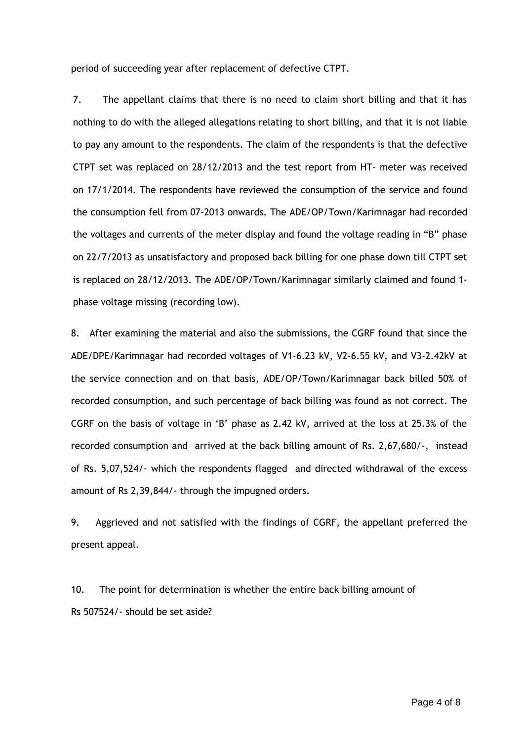period of succeeding year after replacement of defective CTPT.

7. The appellant claims that there is no need to claim short billing and that it has nothing to do with the alleged allegations relating to short billing, and that it is not liable to pay any amount to the respondents. The claim of the respondents is that the defective CTPT set was replaced on 28/12/2013 and the test report from HT- meter was received on 17/1/2014. The respondents have reviewed the consumption of the service and found the consumption fell from 07-2013 onwards. The ADE/OP/Town/Karimnagar had recorded the voltages and currents of the meter display and found the voltage reading in "B" phase on 22/7/2013 as unsatisfactory and proposed back billing for one phase down till CTPT set is replaced on 28/12/2013. The ADE/OP/Town/Karimnagar similarly claimed and found 1-phase voltage missing (recording low).

8. After examining the material and also the submissions, the CGRF found that since the ADE/DPE/Karimnagar had recorded voltages of V1-6.23 kV, V2-6.55 kV, and V3-2.42kV at the service connection and on that basis, ADE/OP/Town/Karimnagar back billed 50% of recorded consumption, and such percentage of back billing was found as not correct. The CGRF on the basis of voltage in 'B' phase as 2.42 kV, arrived at the loss at 25.3% of the recorded consumption and arrived at the back billing amount of Rs. 2,67,680/-, instead of Rs. 5,07,524/- which the respondents flagged and directed withdrawal of the excess amount of Rs 2,39,844/- through the impugned orders.

9. Aggrieved and not satisfied with the findings of CGRF, the appellant preferred the present appeal.

10. The point for determination is whether the entire back billing amount of Rs 507524/- should be set aside?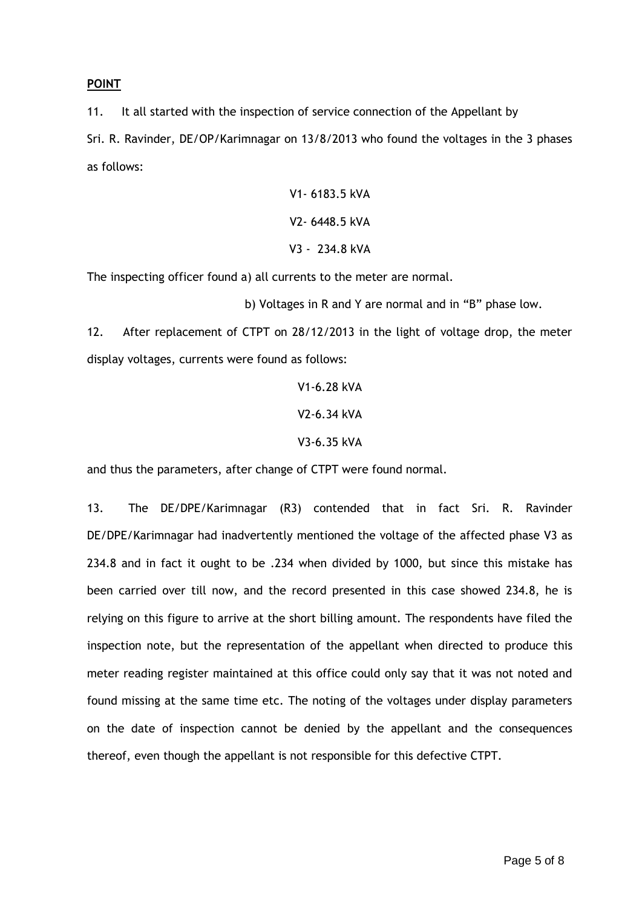**POINT**

11. It all started with the inspection of service connection of the Appellant by Sri. R. Ravinder, DE/OP/Karimnagar on 13/8/2013 who found the voltages in the 3 phases as follows:

V1- 6183.5 kVA

V2- 6448.5 kVA

V3 - 234.8 kVA

The inspecting officer found a) all currents to the meter are normal.

b) Voltages in R and Y are normal and in "B" phase low.

12. After replacement of CTPT on 28/12/2013 in the light of voltage drop, the meter display voltages, currents were found as follows:

V1-6.28 kVA

V2-6.34 kVA

V3-6.35 kVA

and thus the parameters, after change of CTPT were found normal.

13. The DE/DPE/Karimnagar (R3) contended that in fact Sri. R. Ravinder DE/DPE/Karimnagar had inadvertently mentioned the voltage of the affected phase V3 as 234.8 and in fact it ought to be .234 when divided by 1000, but since this mistake has been carried over till now, and the record presented in this case showed 234.8, he is relying on this figure to arrive at the short billing amount. The respondents have filed the inspection note, but the representation of the appellant when directed to produce this meter reading register maintained at this office could only say that it was not noted and found missing at the same time etc. The noting of the voltages under display parameters on the date of inspection cannot be denied by the appellant and the consequences thereof, even though the appellant is not responsible for this defective CTPT.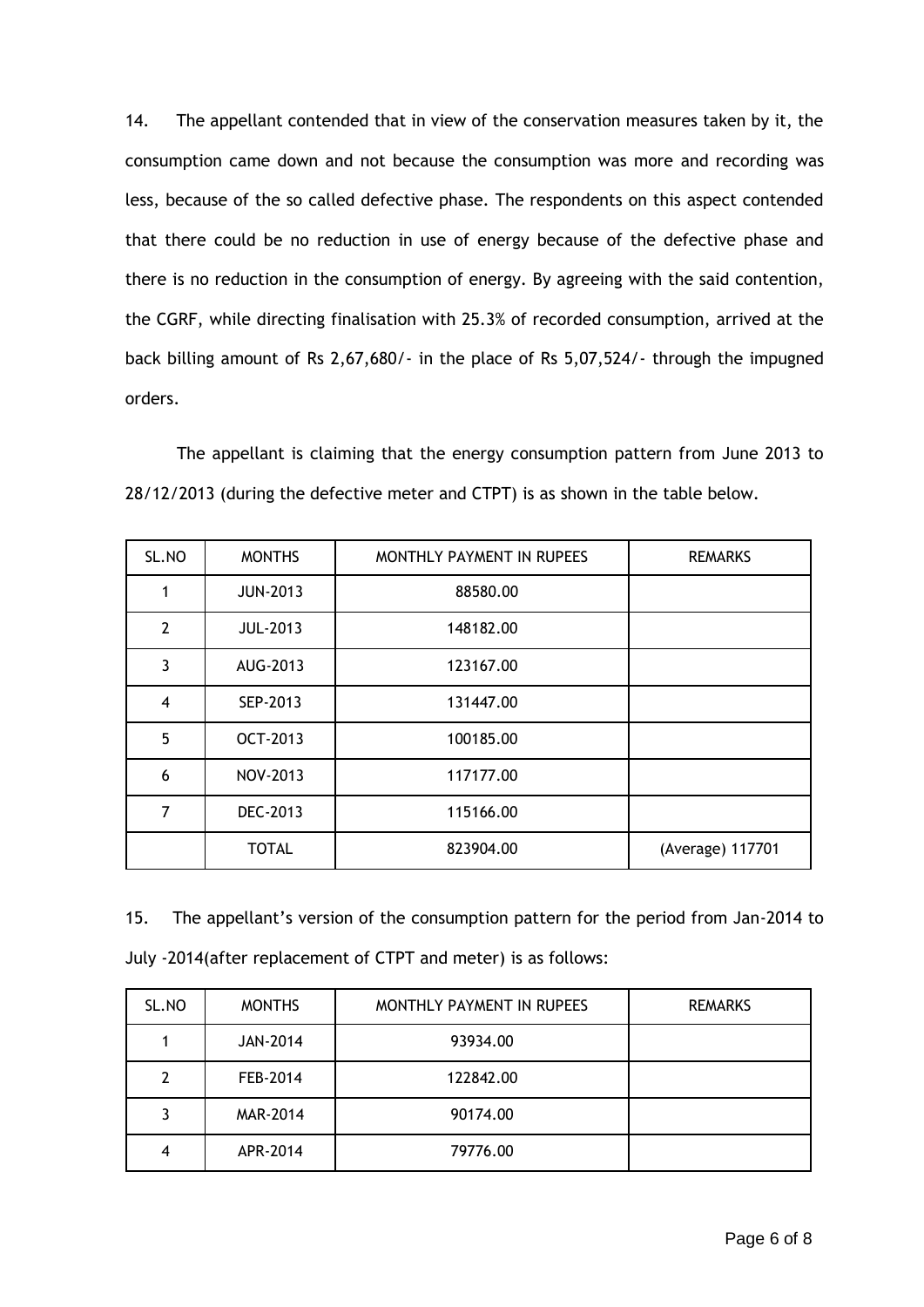14. The appellant contended that in view of the conservation measures taken by it, the consumption came down and not because the consumption was more and recording was less, because of the so called defective phase. The respondents on this aspect contended that there could be no reduction in use of energy because of the defective phase and there is no reduction in the consumption of energy. By agreeing with the said contention, the CGRF, while directing finalisation with 25.3% of recorded consumption, arrived at the back billing amount of Rs 2,67,680/- in the place of Rs 5,07,524/- through the impugned orders.

The appellant is claiming that the energy consumption pattern from June 2013 to 28/12/2013 (during the defective meter and CTPT) is as shown in the table below.

| SL.NO | MONTHS | MONTHLY PAYMENT IN RUPEES | REMARKS |
|---|---|---|---|
| 1 | JUN-2013 | 88580.00 | |
| 2 | JUL-2013 | 148182.00 | |
| 3 | AUG-2013 | 123167.00 | |
| 4 | SEP-2013 | 131447.00 | |
| 5 | OCT-2013 | 100185.00 | |
| 6 | NOV-2013 | 117177.00 | |
| 7 | DEC-2013 | 115166.00 | |
| | TOTAL | 823904.00 | (Average) 117701 |

15. The appellant's version of the consumption pattern for the period from Jan-2014 to July -2014(after replacement of CTPT and meter) is as follows:

| SL.NO | MONTHS | MONTHLY PAYMENT IN RUPEES | REMARKS |
|---|---|---|---|
| 1 | JAN-2014 | 93934.00 | |
| 2 | FEB-2014 | 122842.00 | |
| 3 | MAR-2014 | 90174.00 | |
| 4 | APR-2014 | 79776.00 | |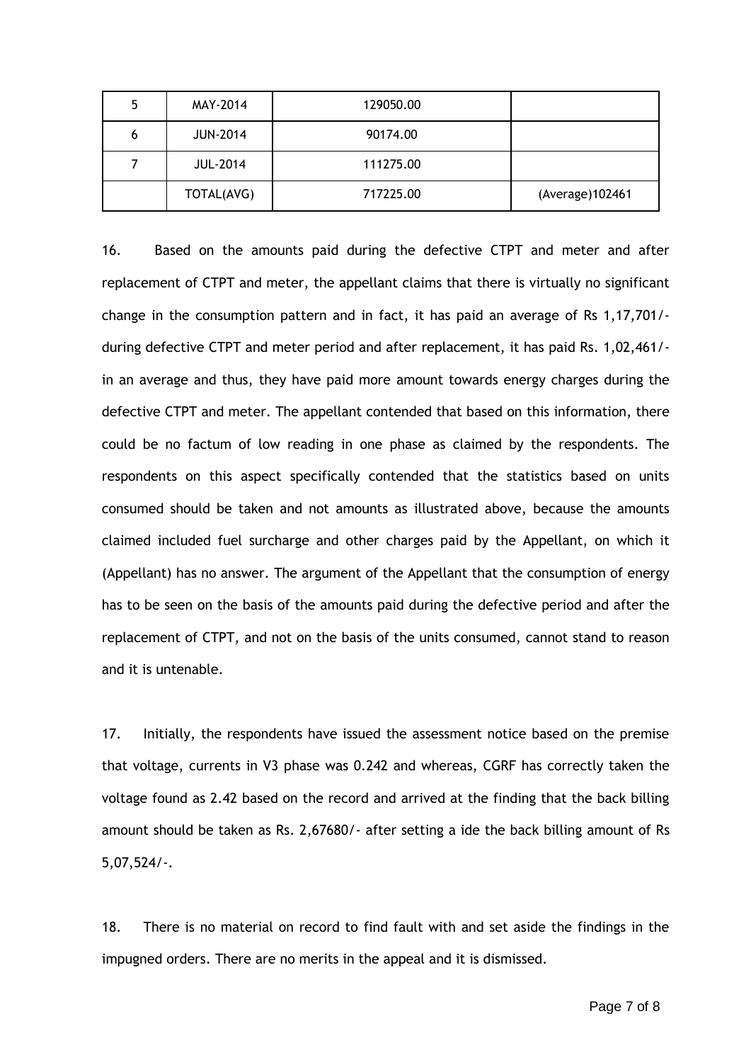| | | | |
|---|---|---|---|
| 5 | MAY-2014 | 129050.00 | |
| 6 | JUN-2014 | 90174.00 | |
| 7 | JUL-2014 | 111275.00 | |
| | TOTAL(AVG) | 717225.00 | (Average)102461 |

16. Based on the amounts paid during the defective CTPT and meter and after replacement of CTPT and meter, the appellant claims that there is virtually no significant change in the consumption pattern and in fact, it has paid an average of Rs 1,17,701/- during defective CTPT and meter period and after replacement, it has paid Rs. 1,02,461/- in an average and thus, they have paid more amount towards energy charges during the defective CTPT and meter. The appellant contended that based on this information, there could be no factum of low reading in one phase as claimed by the respondents. The respondents on this aspect specifically contended that the statistics based on units consumed should be taken and not amounts as illustrated above, because the amounts claimed included fuel surcharge and other charges paid by the Appellant, on which it (Appellant) has no answer. The argument of the Appellant that the consumption of energy has to be seen on the basis of the amounts paid during the defective period and after the replacement of CTPT, and not on the basis of the units consumed, cannot stand to reason and it is untenable.

17. Initially, the respondents have issued the assessment notice based on the premise that voltage, currents in V3 phase was 0.242 and whereas, CGRF has correctly taken the voltage found as 2.42 based on the record and arrived at the finding that the back billing amount should be taken as Rs. 2,67680/- after setting a ide the back billing amount of Rs 5,07,524/-.

18. There is no material on record to find fault with and set aside the findings in the impugned orders. There are no merits in the appeal and it is dismissed.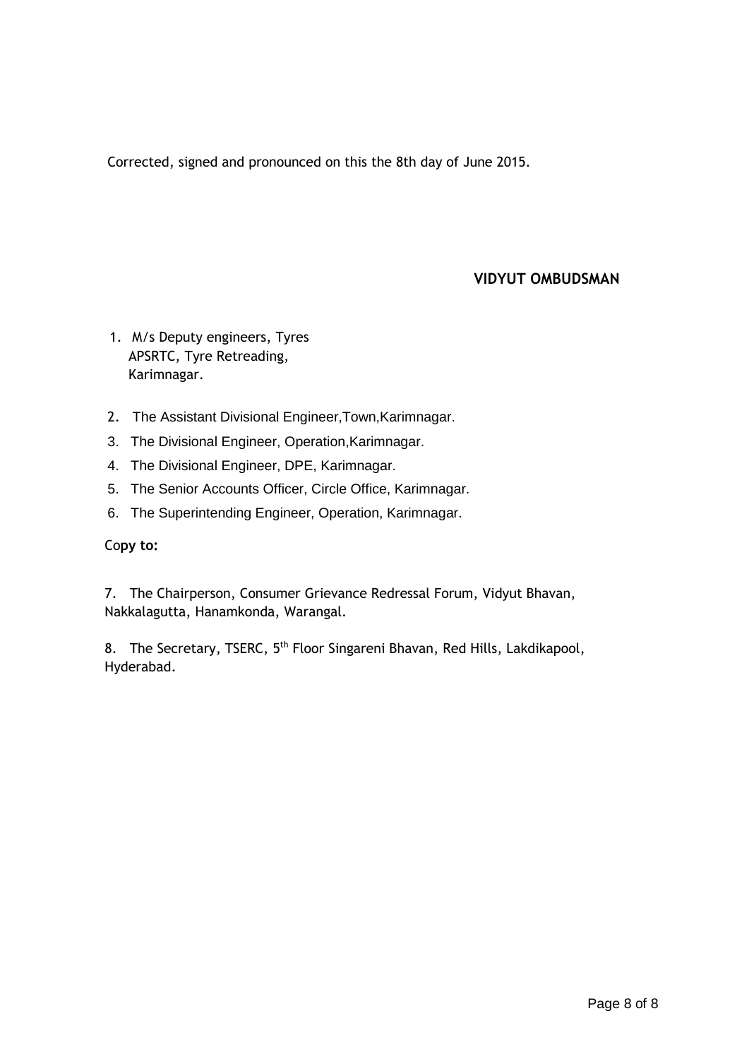Corrected, signed and pronounced on this the 8th day of June 2015.

**VIDYUT OMBUDSMAN**

1. M/s Deputy engineers, Tyres
   APSRTC, Tyre Retreading,
   Karimnagar.

2. The Assistant Divisional Engineer,Town,Karimnagar.
3. The Divisional Engineer, Operation,Karimnagar.
4. The Divisional Engineer, DPE, Karimnagar.
5. The Senior Accounts Officer, Circle Office, Karimnagar.
6. The Superintending Engineer, Operation, Karimnagar.

**Copy to:**

7. The Chairperson, Consumer Grievance Redressal Forum, Vidyut Bhavan, Nakkalagutta, Hanamkonda, Warangal.

8. The Secretary, TSERC, 5th Floor Singareni Bhavan, Red Hills, Lakdikapool, Hyderabad.